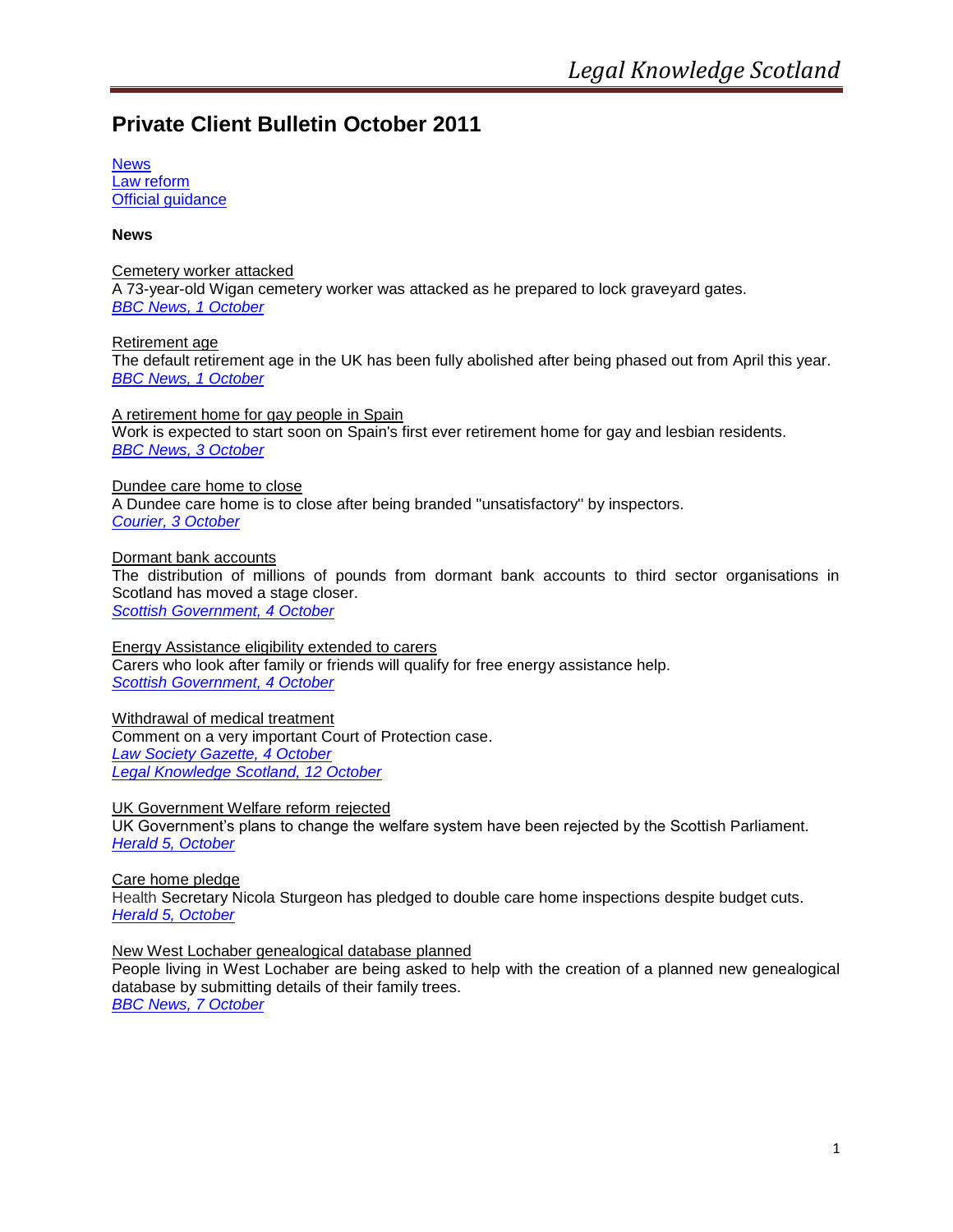# Private Client Bulletin October 2011

[News](#)
[Law reform](#)
[Official guidance](#)

**News**

Cemetery worker attacked
A 73-year-old Wigan cemetery worker was attacked as he prepared to lock graveyard gates.
*[BBC News, 1 October](#)*

Retirement age
The default retirement age in the UK has been fully abolished after being phased out from April this year.
*[BBC News, 1 October](#)*

A retirement home for gay people in Spain
Work is expected to start soon on Spain's first ever retirement home for gay and lesbian residents.
*[BBC News, 3 October](#)*

Dundee care home to close
A Dundee care home is to close after being branded "unsatisfactory" by inspectors.
*[Courier, 3 October](#)*

Dormant bank accounts
The distribution of millions of pounds from dormant bank accounts to third sector organisations in Scotland has moved a stage closer.
*[Scottish Government, 4 October](#)*

Energy Assistance eligibility extended to carers
Carers who look after family or friends will qualify for free energy assistance help.
*[Scottish Government, 4 October](#)*

Withdrawal of medical treatment
Comment on a very important Court of Protection case.
*[Law Society Gazette, 4 October](#)*
*[Legal Knowledge Scotland, 12 October](#)*

UK Government Welfare reform rejected
UK Government's plans to change the welfare system have been rejected by the Scottish Parliament.
*[Herald 5, October](#)*

Care home pledge
Health Secretary Nicola Sturgeon has pledged to double care home inspections despite budget cuts.
*[Herald 5, October](#)*

New West Lochaber genealogical database planned
People living in West Lochaber are being asked to help with the creation of a planned new genealogical database by submitting details of their family trees.
*[BBC News, 7 October](#)*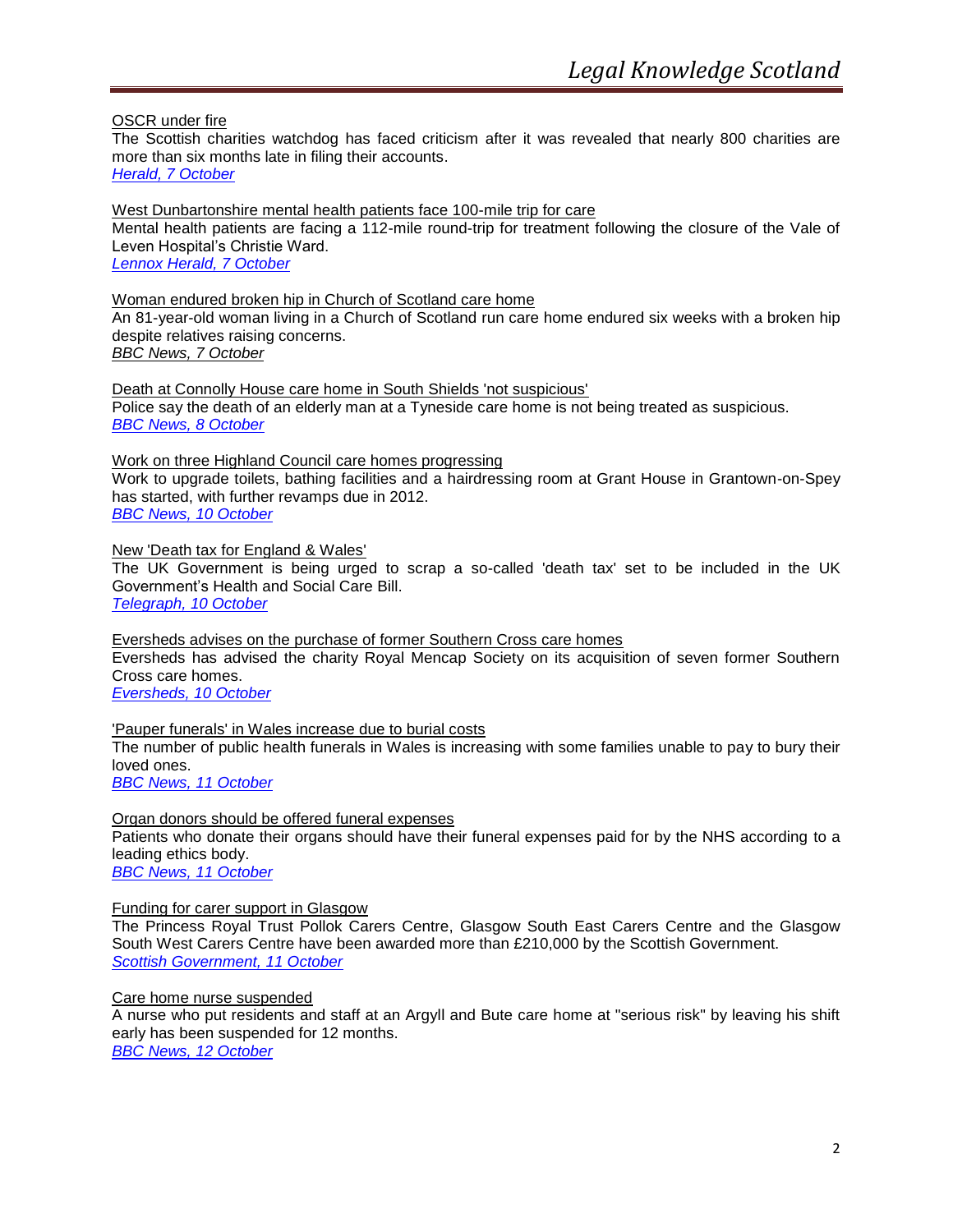OSCR under fire

The Scottish charities watchdog has faced criticism after it was revealed that nearly 800 charities are more than six months late in filing their accounts.

*Herald, 7 October*

West Dunbartonshire mental health patients face 100-mile trip for care

Mental health patients are facing a 112-mile round-trip for treatment following the closure of the Vale of Leven Hospital's Christie Ward.

*Lennox Herald, 7 October*

Woman endured broken hip in Church of Scotland care home

An 81-year-old woman living in a Church of Scotland run care home endured six weeks with a broken hip despite relatives raising concerns.

*BBC News, 7 October*

Death at Connolly House care home in South Shields 'not suspicious'

Police say the death of an elderly man at a Tyneside care home is not being treated as suspicious.

*BBC News, 8 October*

Work on three Highland Council care homes progressing

Work to upgrade toilets, bathing facilities and a hairdressing room at Grant House in Grantown-on-Spey has started, with further revamps due in 2012.

*BBC News, 10 October*

New 'Death tax for England & Wales'

The UK Government is being urged to scrap a so-called 'death tax' set to be included in the UK Government's Health and Social Care Bill.

*Telegraph, 10 October*

Eversheds advises on the purchase of former Southern Cross care homes

Eversheds has advised the charity Royal Mencap Society on its acquisition of seven former Southern Cross care homes.

*Eversheds, 10 October*

'Pauper funerals' in Wales increase due to burial costs

The number of public health funerals in Wales is increasing with some families unable to pay to bury their loved ones.

*BBC News, 11 October*

Organ donors should be offered funeral expenses

Patients who donate their organs should have their funeral expenses paid for by the NHS according to a leading ethics body.

*BBC News, 11 October*

Funding for carer support in Glasgow

The Princess Royal Trust Pollok Carers Centre, Glasgow South East Carers Centre and the Glasgow South West Carers Centre have been awarded more than £210,000 by the Scottish Government.

*Scottish Government, 11 October*

Care home nurse suspended

A nurse who put residents and staff at an Argyll and Bute care home at "serious risk" by leaving his shift early has been suspended for 12 months.

*BBC News, 12 October*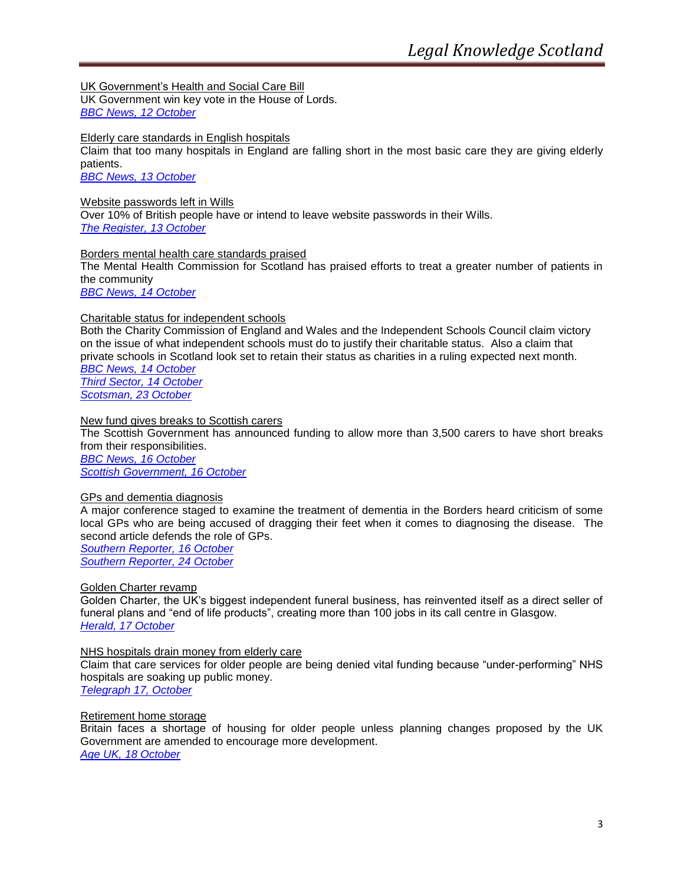UK Government's Health and Social Care Bill

UK Government win key vote in the House of Lords.

*BBC News, 12 October*

Elderly care standards in English hospitals

Claim that too many hospitals in England are falling short in the most basic care they are giving elderly patients.

*BBC News, 13 October*

Website passwords left in Wills

Over 10% of British people have or intend to leave website passwords in their Wills.

*The Register, 13 October*

Borders mental health care standards praised

The Mental Health Commission for Scotland has praised efforts to treat a greater number of patients in the community

*BBC News, 14 October*

Charitable status for independent schools

Both the Charity Commission of England and Wales and the Independent Schools Council claim victory on the issue of what independent schools must do to justify their charitable status. Also a claim that private schools in Scotland look set to retain their status as charities in a ruling expected next month.

*BBC News, 14 October*
*Third Sector, 14 October*
*Scotsman, 23 October*

New fund gives breaks to Scottish carers

The Scottish Government has announced funding to allow more than 3,500 carers to have short breaks from their responsibilities.

*BBC News, 16 October*
*Scottish Government, 16 October*

GPs and dementia diagnosis

A major conference staged to examine the treatment of dementia in the Borders heard criticism of some local GPs who are being accused of dragging their feet when it comes to diagnosing the disease. The second article defends the role of GPs.

*Southern Reporter, 16 October*
*Southern Reporter, 24 October*

Golden Charter revamp

Golden Charter, the UK's biggest independent funeral business, has reinvented itself as a direct seller of funeral plans and "end of life products", creating more than 100 jobs in its call centre in Glasgow.

*Herald, 17 October*

NHS hospitals drain money from elderly care

Claim that care services for older people are being denied vital funding because "under-performing" NHS hospitals are soaking up public money.

*Telegraph 17, October*

Retirement home storage

Britain faces a shortage of housing for older people unless planning changes proposed by the UK Government are amended to encourage more development.

*Age UK, 18 October*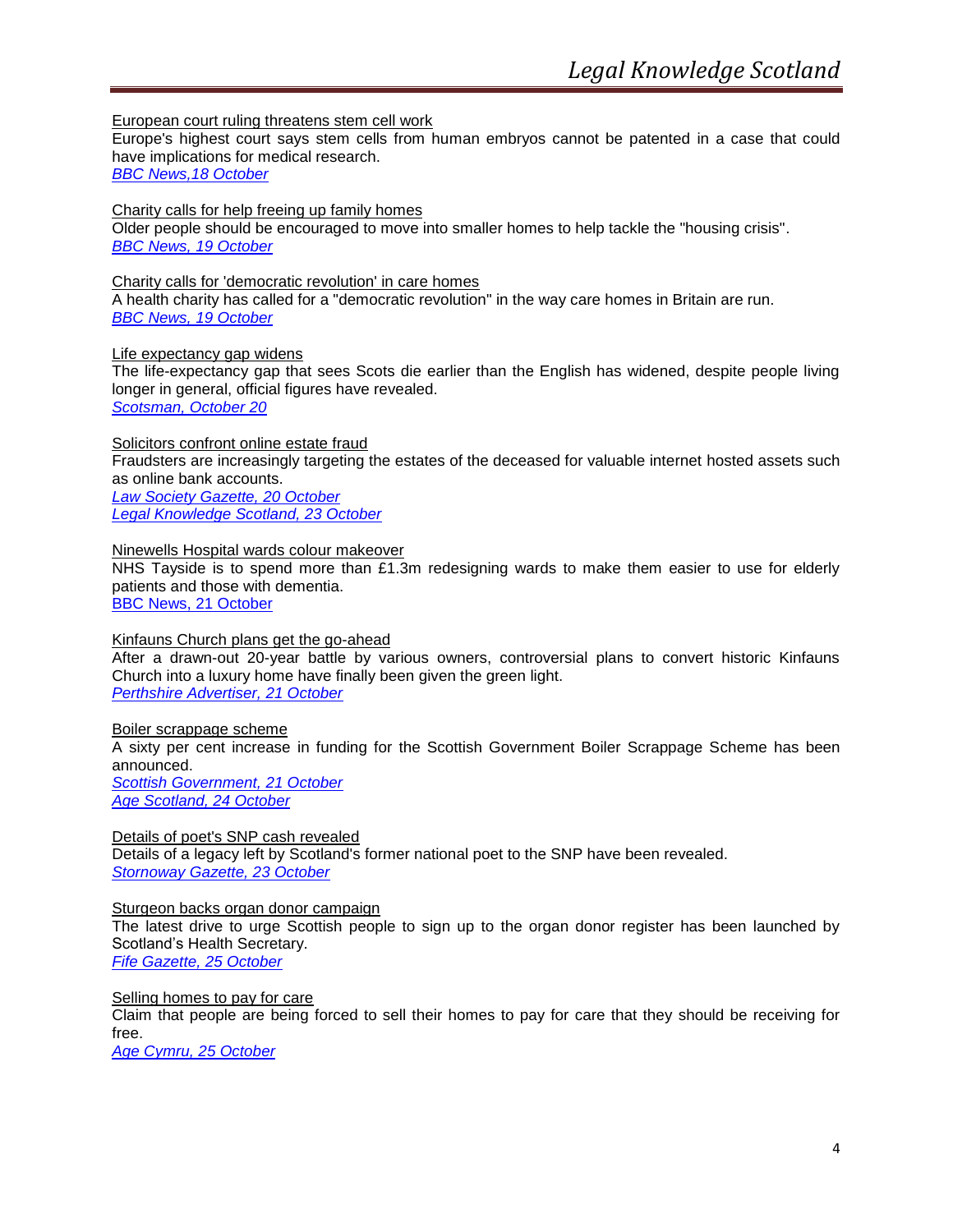European court ruling threatens stem cell work
Europe's highest court says stem cells from human embryos cannot be patented in a case that could have implications for medical research.
*BBC News,18 October*

Charity calls for help freeing up family homes
Older people should be encouraged to move into smaller homes to help tackle the "housing crisis".
*BBC News, 19 October*

Charity calls for 'democratic revolution' in care homes
A health charity has called for a "democratic revolution" in the way care homes in Britain are run.
*BBC News, 19 October*

Life expectancy gap widens
The life-expectancy gap that sees Scots die earlier than the English has widened, despite people living longer in general, official figures have revealed.
*Scotsman, October 20*

Solicitors confront online estate fraud
Fraudsters are increasingly targeting the estates of the deceased for valuable internet hosted assets such as online bank accounts.
*Law Society Gazette, 20 October*
*Legal Knowledge Scotland, 23 October*

Ninewells Hospital wards colour makeover
NHS Tayside is to spend more than £1.3m redesigning wards to make them easier to use for elderly patients and those with dementia.
BBC News, 21 October

Kinfauns Church plans get the go-ahead
After a drawn-out 20-year battle by various owners, controversial plans to convert historic Kinfauns Church into a luxury home have finally been given the green light.
*Perthshire Advertiser, 21 October*

Boiler scrappage scheme
A sixty per cent increase in funding for the Scottish Government Boiler Scrappage Scheme has been announced.
*Scottish Government, 21 October*
*Age Scotland, 24 October*

Details of poet's SNP cash revealed
Details of a legacy left by Scotland's former national poet to the SNP have been revealed.
*Stornoway Gazette, 23 October*

Sturgeon backs organ donor campaign
The latest drive to urge Scottish people to sign up to the organ donor register has been launched by Scotland's Health Secretary.
*Fife Gazette, 25 October*

Selling homes to pay for care
Claim that people are being forced to sell their homes to pay for care that they should be receiving for free.
*Age Cymru, 25 October*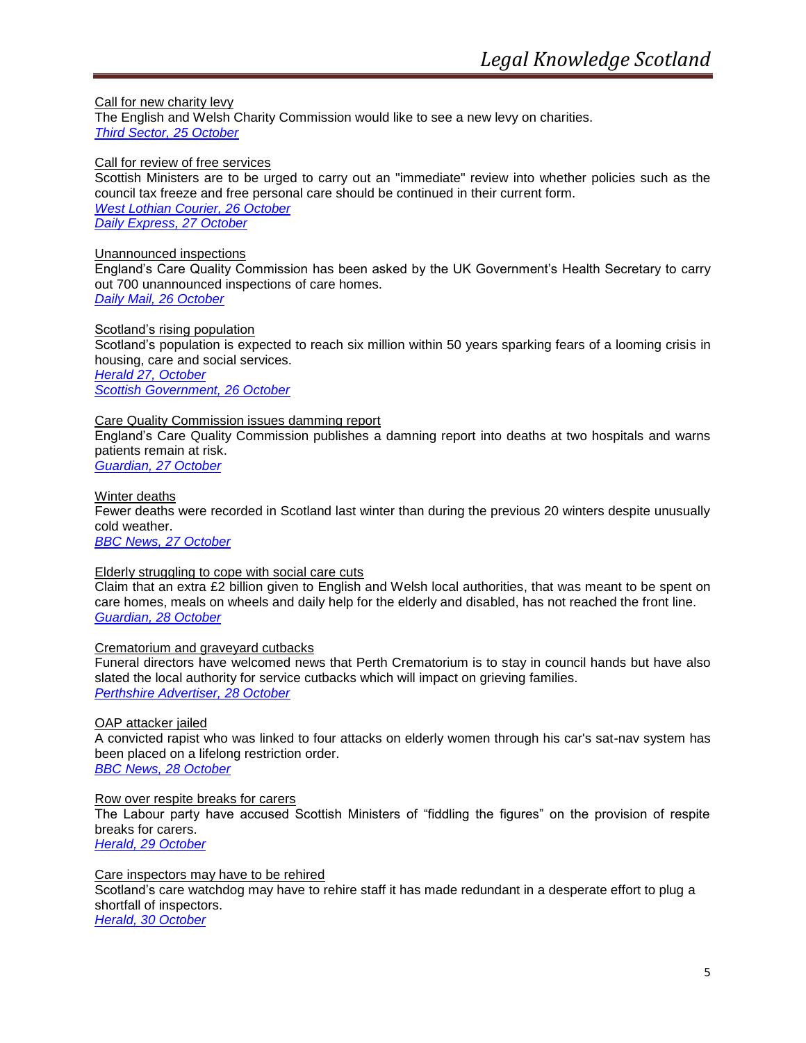Call for new charity levy
The English and Welsh Charity Commission would like to see a new levy on charities.
*Third Sector, 25 October*

Call for review of free services
Scottish Ministers are to be urged to carry out an "immediate" review into whether policies such as the council tax freeze and free personal care should be continued in their current form.
*West Lothian Courier, 26 October*
*Daily Express, 27 October*

Unannounced inspections
England's Care Quality Commission has been asked by the UK Government's Health Secretary to carry out 700 unannounced inspections of care homes.
*Daily Mail, 26 October*

Scotland's rising population
Scotland's population is expected to reach six million within 50 years sparking fears of a looming crisis in housing, care and social services.
*Herald 27, October*
*Scottish Government, 26 October*

Care Quality Commission issues damming report
England's Care Quality Commission publishes a damning report into deaths at two hospitals and warns patients remain at risk.
*Guardian, 27 October*

Winter deaths
Fewer deaths were recorded in Scotland last winter than during the previous 20 winters despite unusually cold weather.
*BBC News, 27 October*

Elderly struggling to cope with social care cuts
Claim that an extra £2 billion given to English and Welsh local authorities, that was meant to be spent on care homes, meals on wheels and daily help for the elderly and disabled, has not reached the front line.
*Guardian, 28 October*

Crematorium and graveyard cutbacks
Funeral directors have welcomed news that Perth Crematorium is to stay in council hands but have also slated the local authority for service cutbacks which will impact on grieving families.
*Perthshire Advertiser, 28 October*

OAP attacker jailed
A convicted rapist who was linked to four attacks on elderly women through his car's sat-nav system has been placed on a lifelong restriction order.
*BBC News, 28 October*

Row over respite breaks for carers
The Labour party have accused Scottish Ministers of "fiddling the figures" on the provision of respite breaks for carers.
*Herald, 29 October*

Care inspectors may have to be rehired
Scotland's care watchdog may have to rehire staff it has made redundant in a desperate effort to plug a shortfall of inspectors.
*Herald, 30 October*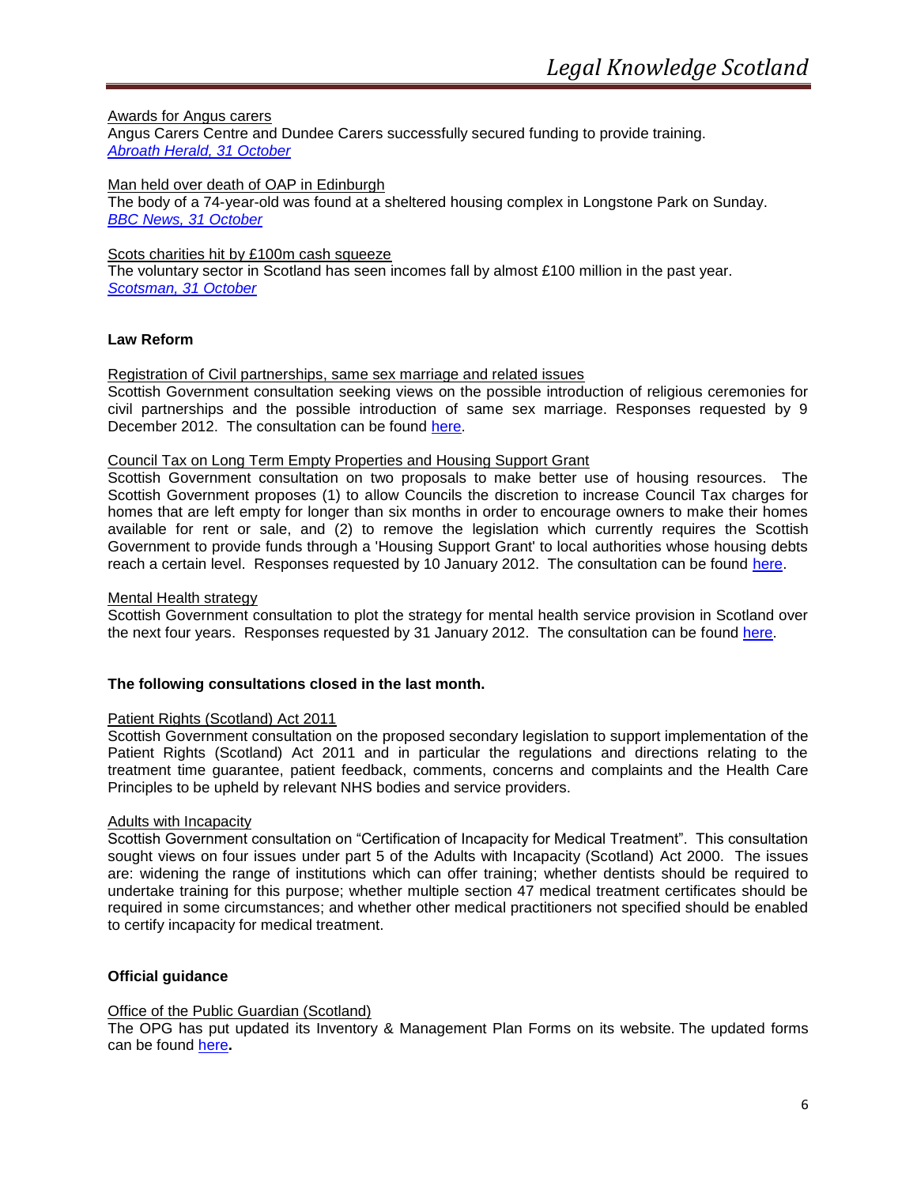Awards for Angus carers

Angus Carers Centre and Dundee Carers successfully secured funding to provide training.
*Abroath Herald, 31 October*

Man held over death of OAP in Edinburgh

The body of a 74-year-old was found at a sheltered housing complex in Longstone Park on Sunday.
*BBC News, 31 October*

Scots charities hit by £100m cash squeeze

The voluntary sector in Scotland has seen incomes fall by almost £100 million in the past year.
*Scotsman, 31 October*

**Law Reform**

Registration of Civil partnerships, same sex marriage and related issues

Scottish Government consultation seeking views on the possible introduction of religious ceremonies for civil partnerships and the possible introduction of same sex marriage. Responses requested by 9 December 2012. The consultation can be found here.

Council Tax on Long Term Empty Properties and Housing Support Grant

Scottish Government consultation on two proposals to make better use of housing resources. The Scottish Government proposes (1) to allow Councils the discretion to increase Council Tax charges for homes that are left empty for longer than six months in order to encourage owners to make their homes available for rent or sale, and (2) to remove the legislation which currently requires the Scottish Government to provide funds through a 'Housing Support Grant' to local authorities whose housing debts reach a certain level. Responses requested by 10 January 2012. The consultation can be found here.

Mental Health strategy

Scottish Government consultation to plot the strategy for mental health service provision in Scotland over the next four years. Responses requested by 31 January 2012. The consultation can be found here.

**The following consultations closed in the last month.**

Patient Rights (Scotland) Act 2011

Scottish Government consultation on the proposed secondary legislation to support implementation of the Patient Rights (Scotland) Act 2011 and in particular the regulations and directions relating to the treatment time guarantee, patient feedback, comments, concerns and complaints and the Health Care Principles to be upheld by relevant NHS bodies and service providers.

Adults with Incapacity

Scottish Government consultation on "Certification of Incapacity for Medical Treatment". This consultation sought views on four issues under part 5 of the Adults with Incapacity (Scotland) Act 2000. The issues are: widening the range of institutions which can offer training; whether dentists should be required to undertake training for this purpose; whether multiple section 47 medical treatment certificates should be required in some circumstances; and whether other medical practitioners not specified should be enabled to certify incapacity for medical treatment.

**Official guidance**

Office of the Public Guardian (Scotland)

The OPG has put updated its Inventory & Management Plan Forms on its website. The updated forms can be found here**.**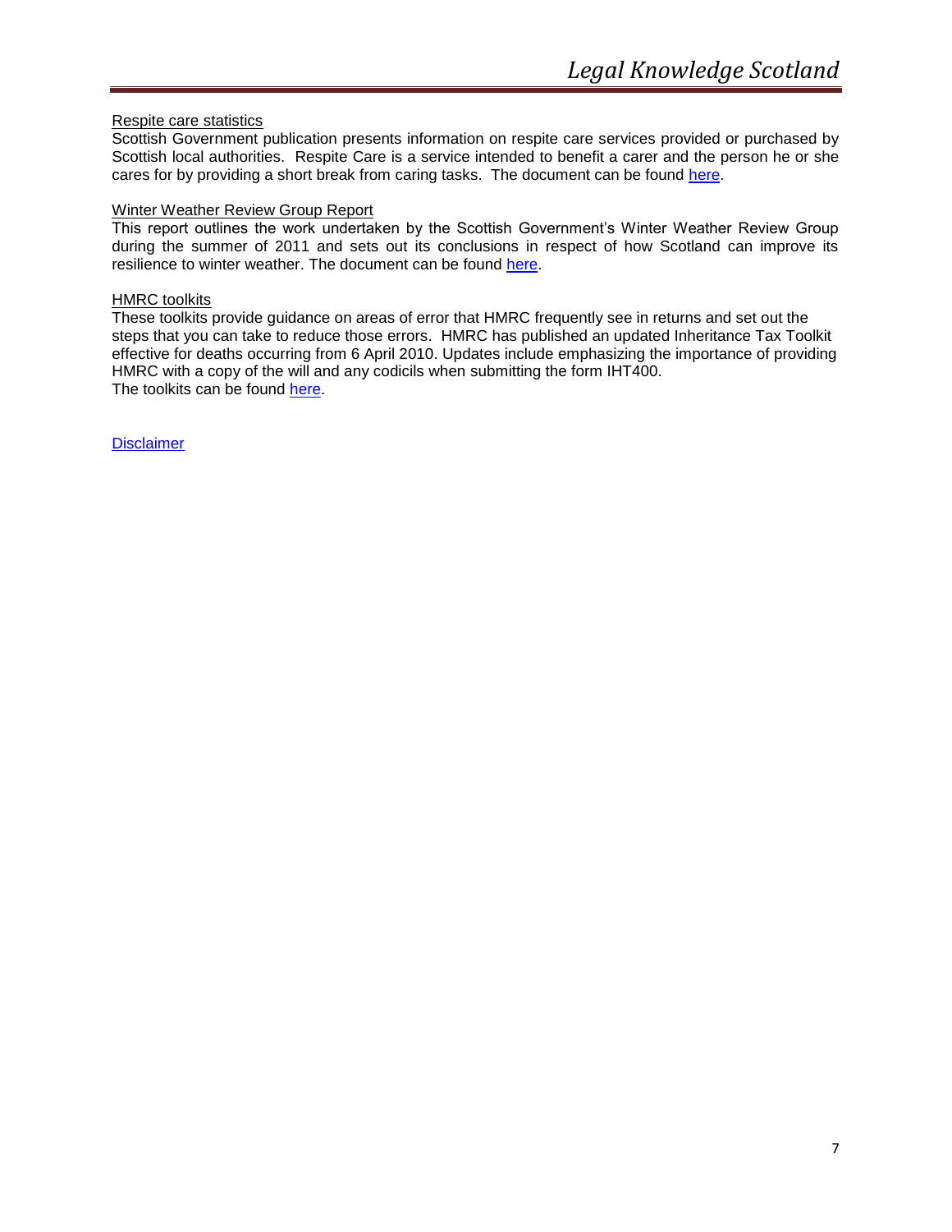Respite care statistics

Scottish Government publication presents information on respite care services provided or purchased by Scottish local authorities. Respite Care is a service intended to benefit a carer and the person he or she cares for by providing a short break from caring tasks. The document can be found here.

Winter Weather Review Group Report

This report outlines the work undertaken by the Scottish Government's Winter Weather Review Group during the summer of 2011 and sets out its conclusions in respect of how Scotland can improve its resilience to winter weather. The document can be found here.

HMRC toolkits

These toolkits provide guidance on areas of error that HMRC frequently see in returns and set out the steps that you can take to reduce those errors. HMRC has published an updated Inheritance Tax Toolkit effective for deaths occurring from 6 April 2010. Updates include emphasizing the importance of providing HMRC with a copy of the will and any codicils when submitting the form IHT400.
The toolkits can be found here.

Disclaimer